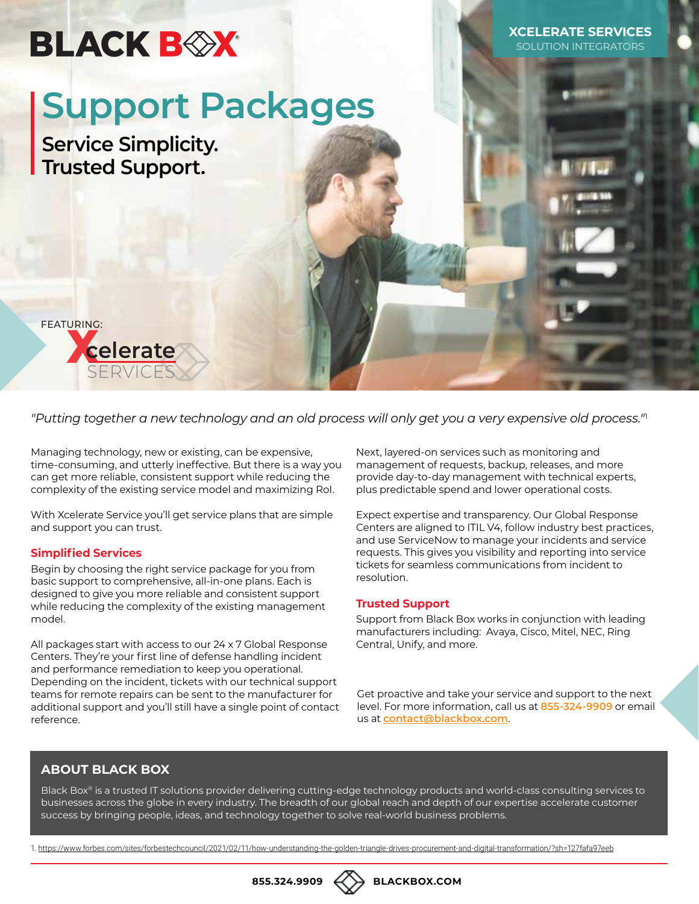BLACK BOX

XCELERATE SERVICES
SOLUTION INTEGRATORS

# Support Packages

## Service Simplicity. Trusted Support.

FEATURING: Xcelerate SERVICES

*"Putting together a new technology and an old process will only get you a very expensive old process."*[1]

Managing technology, new or existing, can be expensive, time-consuming, and utterly ineffective. But there is a way you can get more reliable, consistent support while reducing the complexity of the existing service model and maximizing RoI.

With Xcelerate Service you'll get service plans that are simple and support you can trust.

### Simplified Services

Begin by choosing the right service package for you from basic support to comprehensive, all-in-one plans. Each is designed to give you more reliable and consistent support while reducing the complexity of the existing management model.

All packages start with access to our 24 x 7 Global Response Centers. They're your first line of defense handling incident and performance remediation to keep you operational. Depending on the incident, tickets with our technical support teams for remote repairs can be sent to the manufacturer for additional support and you'll still have a single point of contact reference.

Next, layered-on services such as monitoring and management of requests, backup, releases, and more provide day-to-day management with technical experts, plus predictable spend and lower operational costs.

Expect expertise and transparency. Our Global Response Centers are aligned to ITIL V4, follow industry best practices, and use ServiceNow to manage your incidents and service requests. This gives you visibility and reporting into service tickets for seamless communications from incident to resolution.

### Trusted Support

Support from Black Box works in conjunction with leading manufacturers including: Avaya, Cisco, Mitel, NEC, Ring Central, Unify, and more.

Get proactive and take your service and support to the next level. For more information, call us at **855-324-9909** or email us at [contact@blackbox.com](mailto:contact@blackbox.com).

## ABOUT BLACK BOX

Black Box® is a trusted IT solutions provider delivering cutting-edge technology products and world-class consulting services to businesses across the globe in every industry. The breadth of our global reach and depth of our expertise accelerate customer success by bringing people, ideas, and technology together to solve real-world business problems.

1. https://www.forbes.com/sites/forbestechcouncil/2021/02/11/how-understanding-the-golden-triangle-drives-procurement-and-digital-transformation/?sh=127fafa97eeb

855.324.9909 BLACKBOX.COM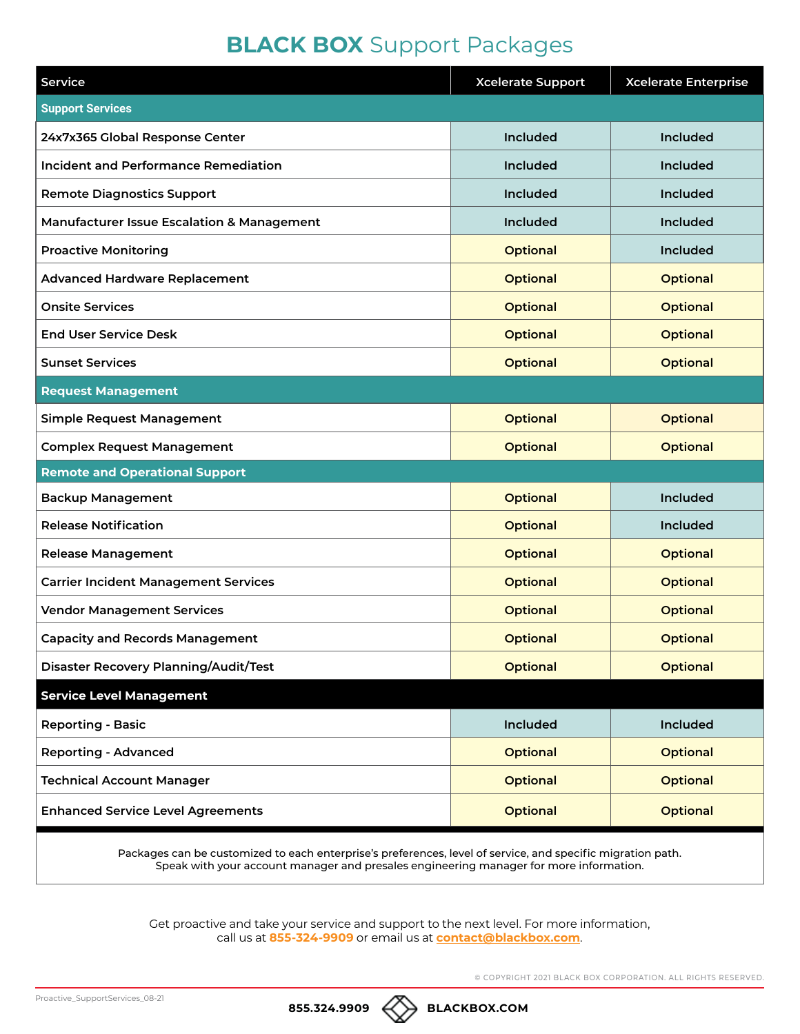# BLACK BOX Support Packages

| Service | Xcelerate Support | Xcelerate Enterprise |
|---|---|---|
| **Support Services** | | |
| 24x7x365 Global Response Center | Included | Included |
| Incident and Performance Remediation | Included | Included |
| Remote Diagnostics Support | Included | Included |
| Manufacturer Issue Escalation & Management | Included | Included |
| Proactive Monitoring | Optional | Included |
| Advanced Hardware Replacement | Optional | Optional |
| Onsite Services | Optional | Optional |
| End User Service Desk | Optional | Optional |
| Sunset Services | Optional | Optional |
| **Request Management** | | |
| Simple Request Management | Optional | Optional |
| Complex Request Management | Optional | Optional |
| **Remote and Operational Support** | | |
| Backup Management | Optional | Included |
| Release Notification | Optional | Included |
| Release Management | Optional | Optional |
| Carrier Incident Management Services | Optional | Optional |
| Vendor Management Services | Optional | Optional |
| Capacity and Records Management | Optional | Optional |
| Disaster Recovery Planning/Audit/Test | Optional | Optional |
| **Service Level Management** | | |
| Reporting - Basic | Included | Included |
| Reporting - Advanced | Optional | Optional |
| Technical Account Manager | Optional | Optional |
| Enhanced Service Level Agreements | Optional | Optional |

Packages can be customized to each enterprise's preferences, level of service, and specific migration path.
Speak with your account manager and presales engineering manager for more information.

Get proactive and take your service and support to the next level. For more information, call us at 855-324-9909 or email us at contact@blackbox.com.

© COPYRIGHT 2021 BLACK BOX CORPORATION. ALL RIGHTS RESERVED.

Proactive_SupportServices_08-21

855.324.9909 BLACKBOX.COM